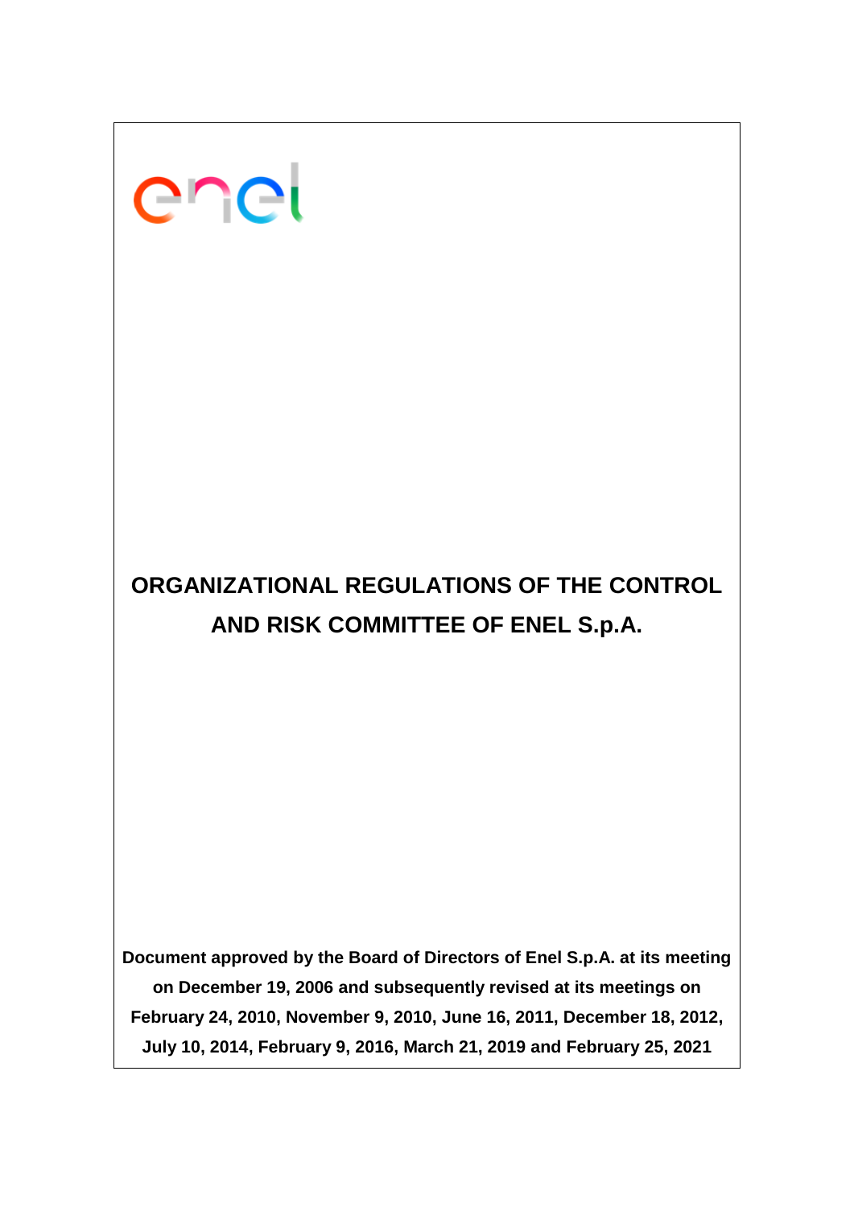# ORGANIZATIONAL REGULATIONS OF THE CONTROL AND RISK COMMITTEE OF ENEL S.p.A.

**Document approved by the Board of Directors of Enel S.p.A. at its meeting on December 19, 2006 and subsequently revised at its meetings on February 24, 2010, November 9, 2010, June 16, 2011, December 18, 2012, July 10, 2014, February 9, 2016, March 21, 2019 and February 25, 2021**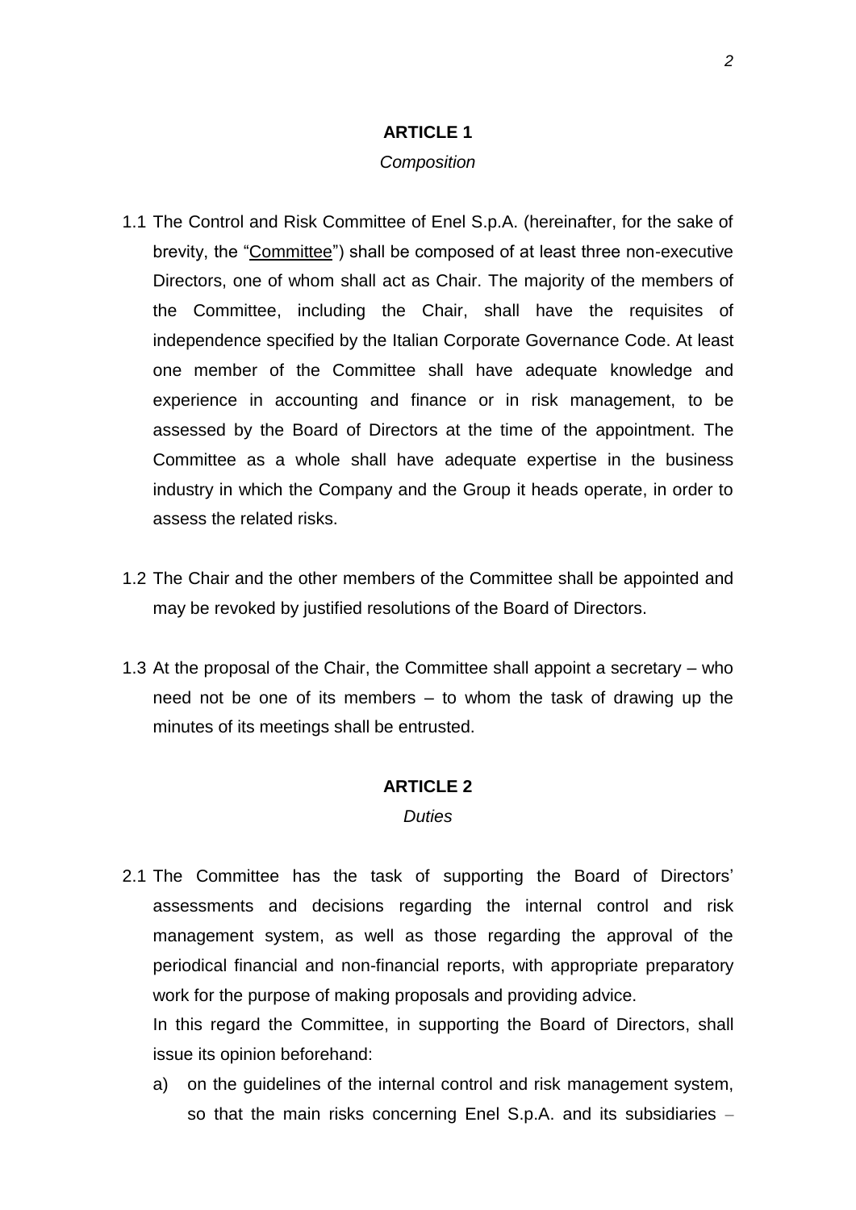## ARTICLE 1

*Composition*

1.1 The Control and Risk Committee of Enel S.p.A. (hereinafter, for the sake of brevity, the "Committee") shall be composed of at least three non-executive Directors, one of whom shall act as Chair. The majority of the members of the Committee, including the Chair, shall have the requisites of independence specified by the Italian Corporate Governance Code. At least one member of the Committee shall have adequate knowledge and experience in accounting and finance or in risk management, to be assessed by the Board of Directors at the time of the appointment. The Committee as a whole shall have adequate expertise in the business industry in which the Company and the Group it heads operate, in order to assess the related risks.

1.2 The Chair and the other members of the Committee shall be appointed and may be revoked by justified resolutions of the Board of Directors.

1.3 At the proposal of the Chair, the Committee shall appoint a secretary – who need not be one of its members – to whom the task of drawing up the minutes of its meetings shall be entrusted.

## ARTICLE 2

*Duties*

2.1 The Committee has the task of supporting the Board of Directors' assessments and decisions regarding the internal control and risk management system, as well as those regarding the approval of the periodical financial and non-financial reports, with appropriate preparatory work for the purpose of making proposals and providing advice.

In this regard the Committee, in supporting the Board of Directors, shall issue its opinion beforehand:

a) on the guidelines of the internal control and risk management system, so that the main risks concerning Enel S.p.A. and its subsidiaries –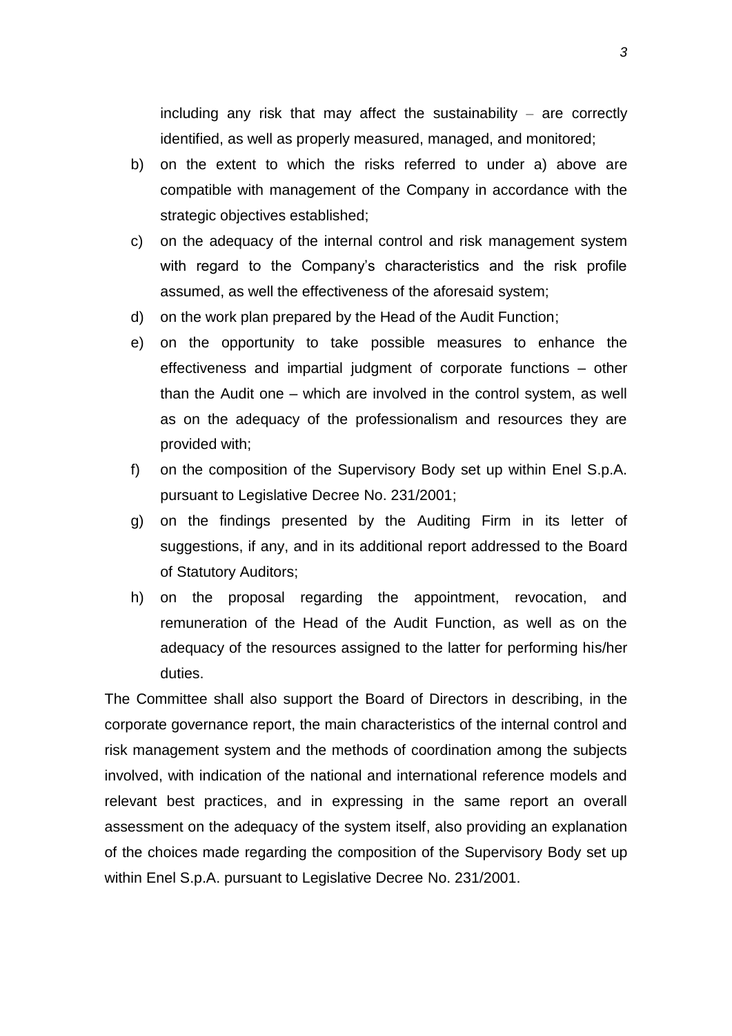including any risk that may affect the sustainability – are correctly identified, as well as properly measured, managed, and monitored;

b) on the extent to which the risks referred to under a) above are compatible with management of the Company in accordance with the strategic objectives established;

c) on the adequacy of the internal control and risk management system with regard to the Company's characteristics and the risk profile assumed, as well the effectiveness of the aforesaid system;

d) on the work plan prepared by the Head of the Audit Function;

e) on the opportunity to take possible measures to enhance the effectiveness and impartial judgment of corporate functions – other than the Audit one – which are involved in the control system, as well as on the adequacy of the professionalism and resources they are provided with;

f) on the composition of the Supervisory Body set up within Enel S.p.A. pursuant to Legislative Decree No. 231/2001;

g) on the findings presented by the Auditing Firm in its letter of suggestions, if any, and in its additional report addressed to the Board of Statutory Auditors;

h) on the proposal regarding the appointment, revocation, and remuneration of the Head of the Audit Function, as well as on the adequacy of the resources assigned to the latter for performing his/her duties.

The Committee shall also support the Board of Directors in describing, in the corporate governance report, the main characteristics of the internal control and risk management system and the methods of coordination among the subjects involved, with indication of the national and international reference models and relevant best practices, and in expressing in the same report an overall assessment on the adequacy of the system itself, also providing an explanation of the choices made regarding the composition of the Supervisory Body set up within Enel S.p.A. pursuant to Legislative Decree No. 231/2001.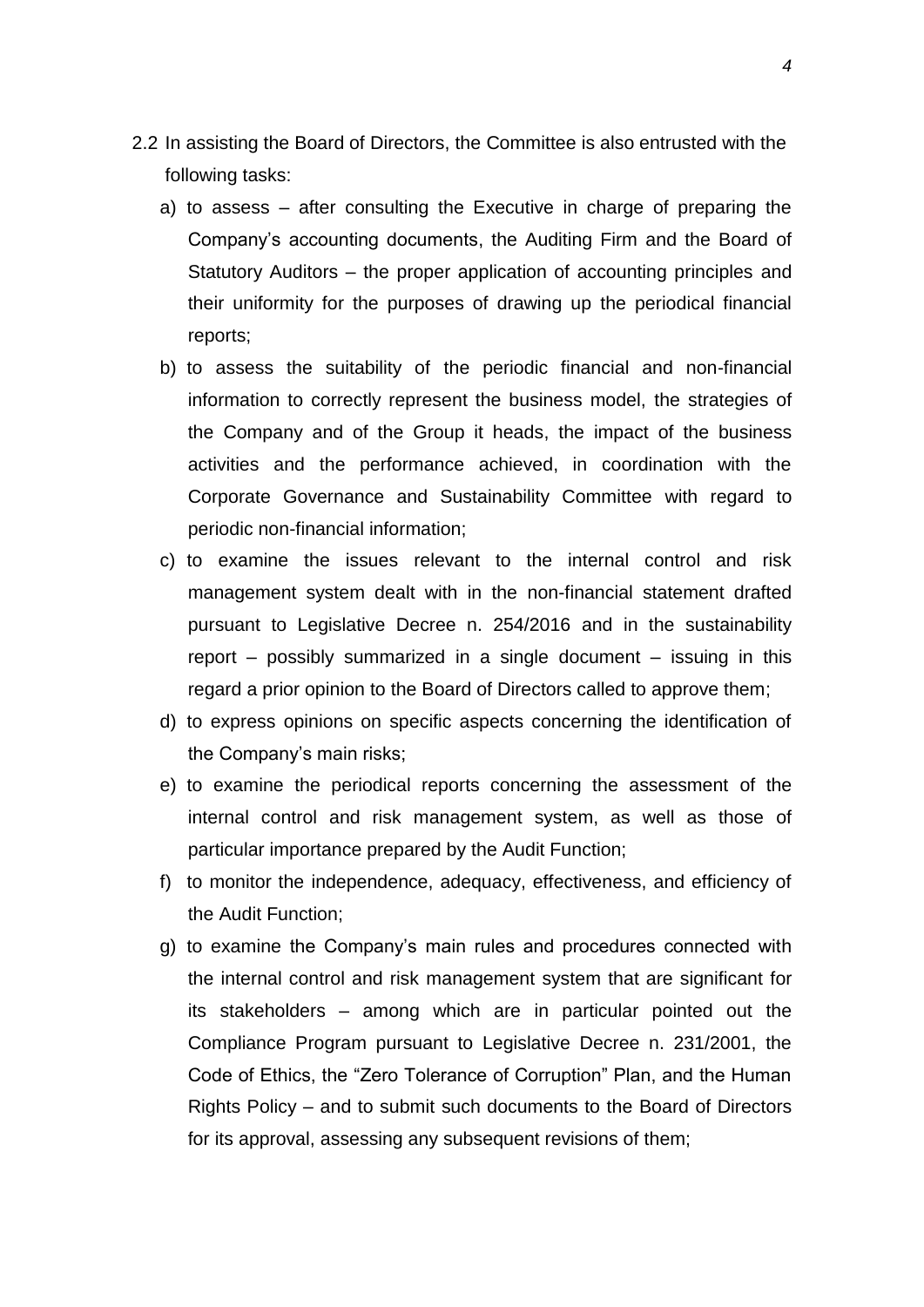2.2 In assisting the Board of Directors, the Committee is also entrusted with the following tasks:

a) to assess – after consulting the Executive in charge of preparing the Company's accounting documents, the Auditing Firm and the Board of Statutory Auditors – the proper application of accounting principles and their uniformity for the purposes of drawing up the periodical financial reports;

b) to assess the suitability of the periodic financial and non-financial information to correctly represent the business model, the strategies of the Company and of the Group it heads, the impact of the business activities and the performance achieved, in coordination with the Corporate Governance and Sustainability Committee with regard to periodic non-financial information;

c) to examine the issues relevant to the internal control and risk management system dealt with in the non-financial statement drafted pursuant to Legislative Decree n. 254/2016 and in the sustainability report – possibly summarized in a single document – issuing in this regard a prior opinion to the Board of Directors called to approve them;

d) to express opinions on specific aspects concerning the identification of the Company's main risks;

e) to examine the periodical reports concerning the assessment of the internal control and risk management system, as well as those of particular importance prepared by the Audit Function;

f) to monitor the independence, adequacy, effectiveness, and efficiency of the Audit Function;

g) to examine the Company's main rules and procedures connected with the internal control and risk management system that are significant for its stakeholders – among which are in particular pointed out the Compliance Program pursuant to Legislative Decree n. 231/2001, the Code of Ethics, the "Zero Tolerance of Corruption" Plan, and the Human Rights Policy – and to submit such documents to the Board of Directors for its approval, assessing any subsequent revisions of them;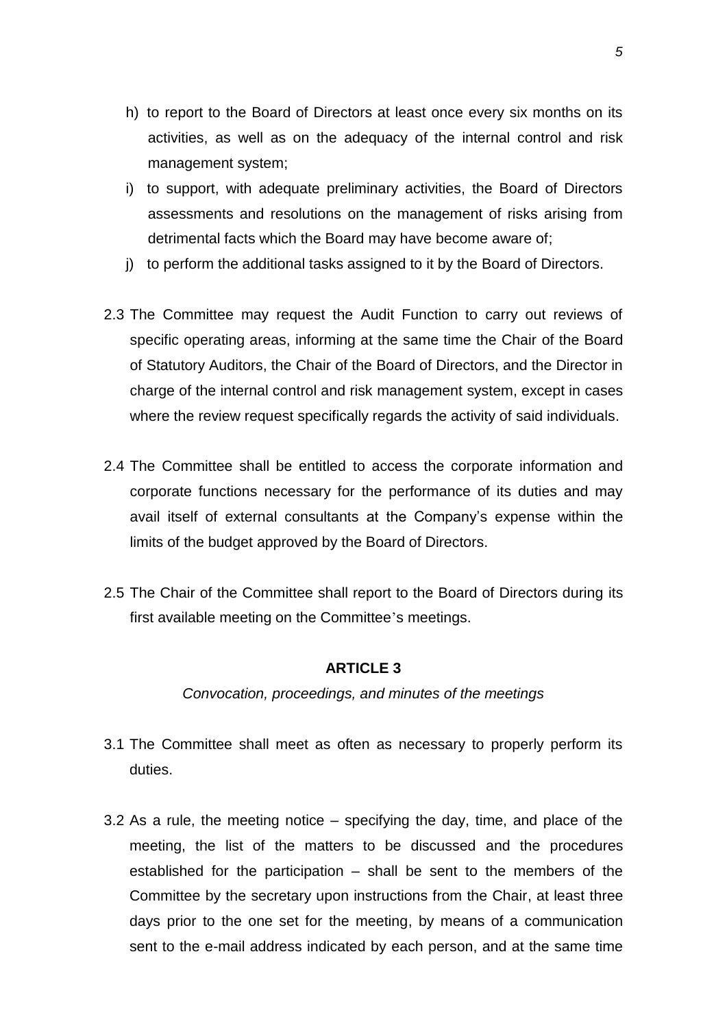h) to report to the Board of Directors at least once every six months on its activities, as well as on the adequacy of the internal control and risk management system;

i) to support, with adequate preliminary activities, the Board of Directors assessments and resolutions on the management of risks arising from detrimental facts which the Board may have become aware of;

j) to perform the additional tasks assigned to it by the Board of Directors.

2.3 The Committee may request the Audit Function to carry out reviews of specific operating areas, informing at the same time the Chair of the Board of Statutory Auditors, the Chair of the Board of Directors, and the Director in charge of the internal control and risk management system, except in cases where the review request specifically regards the activity of said individuals.

2.4 The Committee shall be entitled to access the corporate information and corporate functions necessary for the performance of its duties and may avail itself of external consultants at the Company's expense within the limits of the budget approved by the Board of Directors.

2.5 The Chair of the Committee shall report to the Board of Directors during its first available meeting on the Committee's meetings.

## ARTICLE 3

*Convocation, proceedings, and minutes of the meetings*

3.1 The Committee shall meet as often as necessary to properly perform its duties.

3.2 As a rule, the meeting notice – specifying the day, time, and place of the meeting, the list of the matters to be discussed and the procedures established for the participation – shall be sent to the members of the Committee by the secretary upon instructions from the Chair, at least three days prior to the one set for the meeting, by means of a communication sent to the e-mail address indicated by each person, and at the same time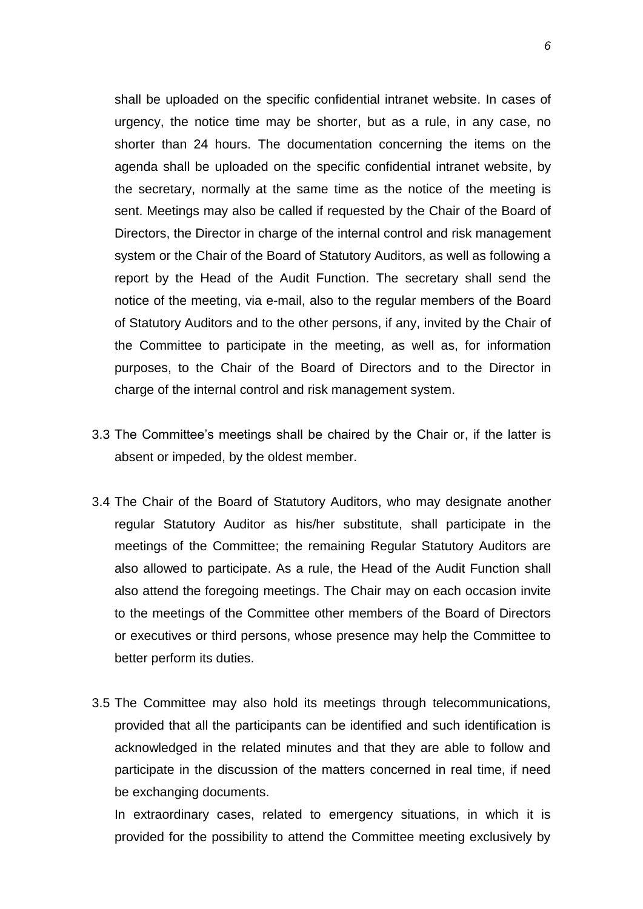shall be uploaded on the specific confidential intranet website. In cases of urgency, the notice time may be shorter, but as a rule, in any case, no shorter than 24 hours. The documentation concerning the items on the agenda shall be uploaded on the specific confidential intranet website, by the secretary, normally at the same time as the notice of the meeting is sent. Meetings may also be called if requested by the Chair of the Board of Directors, the Director in charge of the internal control and risk management system or the Chair of the Board of Statutory Auditors, as well as following a report by the Head of the Audit Function. The secretary shall send the notice of the meeting, via e-mail, also to the regular members of the Board of Statutory Auditors and to the other persons, if any, invited by the Chair of the Committee to participate in the meeting, as well as, for information purposes, to the Chair of the Board of Directors and to the Director in charge of the internal control and risk management system.

3.3 The Committee's meetings shall be chaired by the Chair or, if the latter is absent or impeded, by the oldest member.

3.4 The Chair of the Board of Statutory Auditors, who may designate another regular Statutory Auditor as his/her substitute, shall participate in the meetings of the Committee; the remaining Regular Statutory Auditors are also allowed to participate. As a rule, the Head of the Audit Function shall also attend the foregoing meetings. The Chair may on each occasion invite to the meetings of the Committee other members of the Board of Directors or executives or third persons, whose presence may help the Committee to better perform its duties.

3.5 The Committee may also hold its meetings through telecommunications, provided that all the participants can be identified and such identification is acknowledged in the related minutes and that they are able to follow and participate in the discussion of the matters concerned in real time, if need be exchanging documents.

In extraordinary cases, related to emergency situations, in which it is provided for the possibility to attend the Committee meeting exclusively by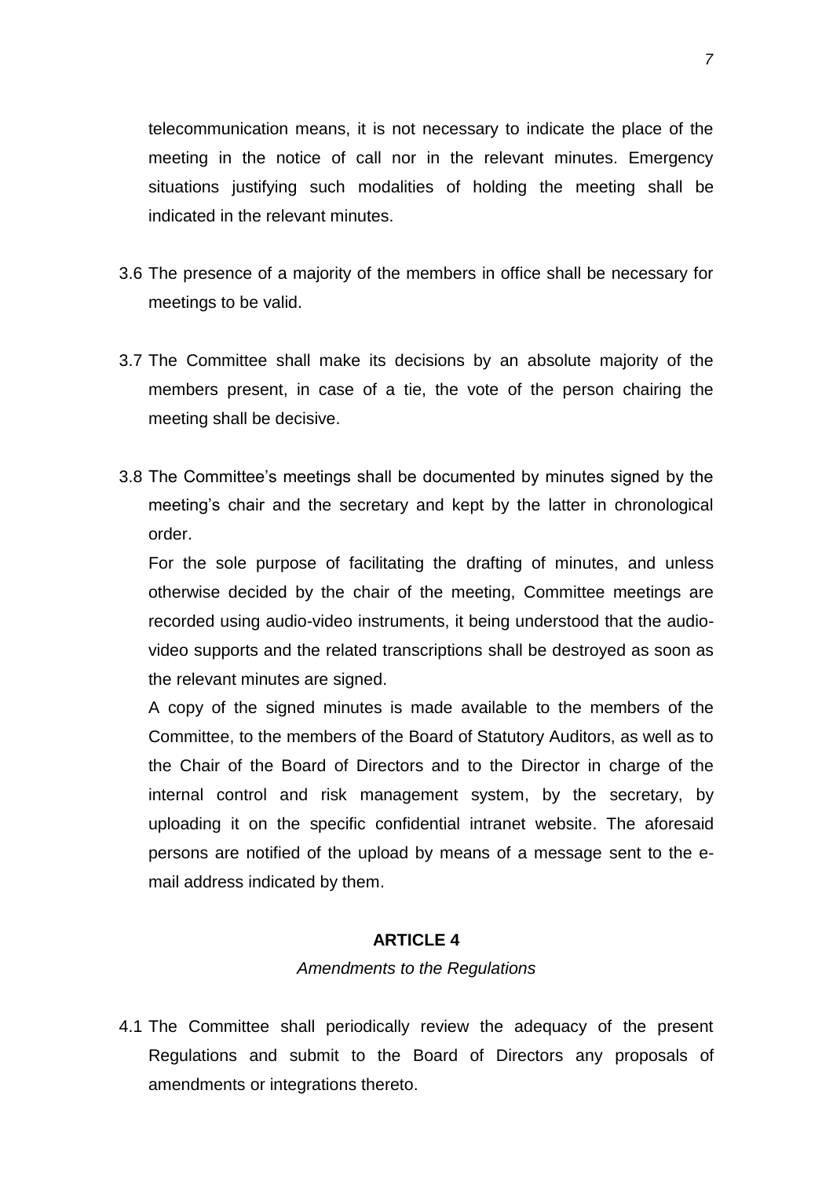telecommunication means, it is not necessary to indicate the place of the meeting in the notice of call nor in the relevant minutes. Emergency situations justifying such modalities of holding the meeting shall be indicated in the relevant minutes.

3.6 The presence of a majority of the members in office shall be necessary for meetings to be valid.

3.7 The Committee shall make its decisions by an absolute majority of the members present, in case of a tie, the vote of the person chairing the meeting shall be decisive.

3.8 The Committee's meetings shall be documented by minutes signed by the meeting's chair and the secretary and kept by the latter in chronological order.

For the sole purpose of facilitating the drafting of minutes, and unless otherwise decided by the chair of the meeting, Committee meetings are recorded using audio-video instruments, it being understood that the audio-video supports and the related transcriptions shall be destroyed as soon as the relevant minutes are signed.

A copy of the signed minutes is made available to the members of the Committee, to the members of the Board of Statutory Auditors, as well as to the Chair of the Board of Directors and to the Director in charge of the internal control and risk management system, by the secretary, by uploading it on the specific confidential intranet website. The aforesaid persons are notified of the upload by means of a message sent to the e-mail address indicated by them.

## ARTICLE 4

*Amendments to the Regulations*

4.1 The Committee shall periodically review the adequacy of the present Regulations and submit to the Board of Directors any proposals of amendments or integrations thereto.